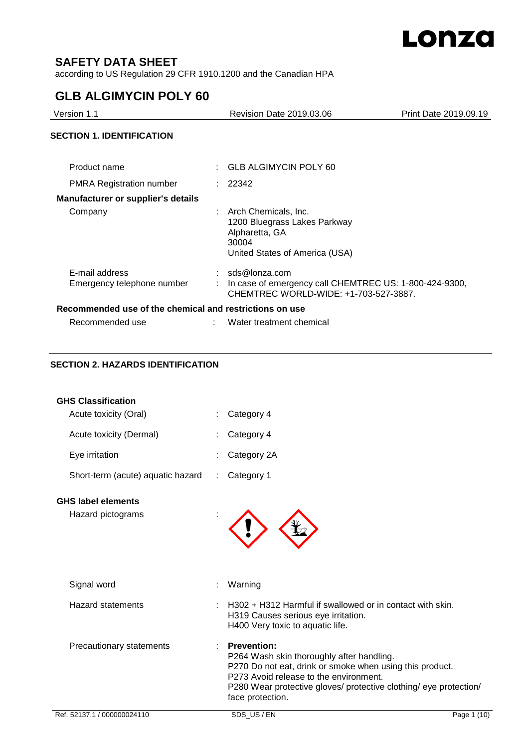# SAFETY DATA SHEET

according to US Regulation 29 CFR 1910.1200 and the Canadian HPA

## GLB ALGIMYCIN POLY 60

| Version 1.1 | Revision Date 2019.03.06 | Print Date 2019.09.19 |
|---|---|---|

### SECTION 1. IDENTIFICATION

Product name : GLB ALGIMYCIN POLY 60

PMRA Registration number : 22342

**Manufacturer or supplier's details**

Company : Arch Chemicals, Inc.
1200 Bluegrass Lakes Parkway
Alpharetta, GA
30004
United States of America (USA)

E-mail address : sds@lonza.com

Emergency telephone number : In case of emergency call CHEMTREC US: 1-800-424-9300, CHEMTREC WORLD-WIDE: +1-703-527-3887.

**Recommended use of the chemical and restrictions on use**

Recommended use : Water treatment chemical

### SECTION 2. HAZARDS IDENTIFICATION

**GHS Classification**

Acute toxicity (Oral) : Category 4

Acute toxicity (Dermal) : Category 4

Eye irritation : Category 2A

Short-term (acute) aquatic hazard : Category 1

**GHS label elements**

Hazard pictograms :

Signal word : Warning

Hazard statements : H302 + H312 Harmful if swallowed or in contact with skin.
H319 Causes serious eye irritation.
H400 Very toxic to aquatic life.

Precautionary statements : **Prevention:**
P264 Wash skin thoroughly after handling.
P270 Do not eat, drink or smoke when using this product.
P273 Avoid release to the environment.
P280 Wear protective gloves/ protective clothing/ eye protection/ face protection.

Ref. 52137.1 / 000000024110 SDS_US / EN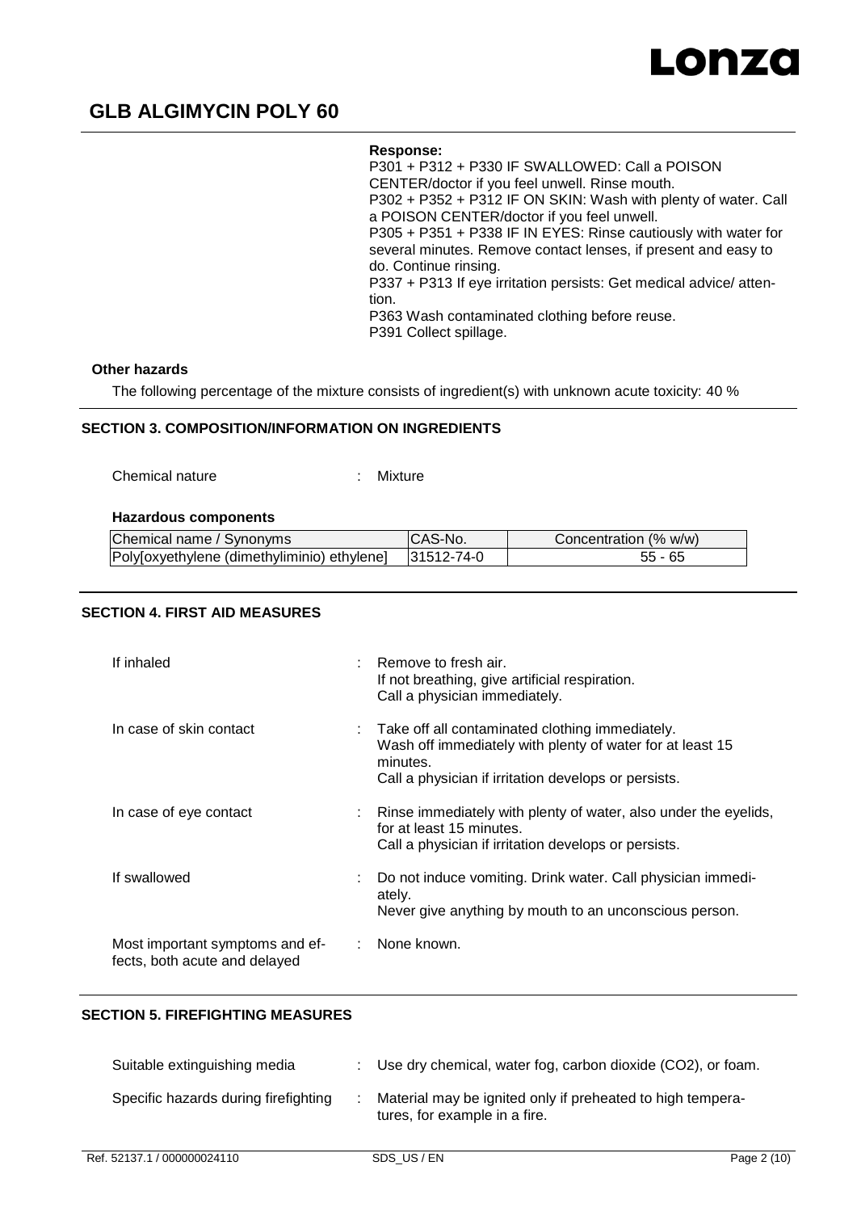**Response:**

P301 + P312 + P330 IF SWALLOWED: Call a POISON CENTER/doctor if you feel unwell. Rinse mouth.
P302 + P352 + P312 IF ON SKIN: Wash with plenty of water. Call a POISON CENTER/doctor if you feel unwell.
P305 + P351 + P338 IF IN EYES: Rinse cautiously with water for several minutes. Remove contact lenses, if present and easy to do. Continue rinsing.
P337 + P313 If eye irritation persists: Get medical advice/ attention.
P363 Wash contaminated clothing before reuse.
P391 Collect spillage.

**Other hazards**

The following percentage of the mixture consists of ingredient(s) with unknown acute toxicity: 40 %

## SECTION 3. COMPOSITION/INFORMATION ON INGREDIENTS

Chemical nature : Mixture

**Hazardous components**

| Chemical name / Synonyms | CAS-No. | Concentration (% w/w) |
|---|---|---|
| Poly[oxyethylene (dimethyliminio) ethylene] | 31512-74-0 | 55 - 65 |

## SECTION 4. FIRST AID MEASURES

If inhaled : Remove to fresh air.
If not breathing, give artificial respiration.
Call a physician immediately.

In case of skin contact : Take off all contaminated clothing immediately.
Wash off immediately with plenty of water for at least 15 minutes.
Call a physician if irritation develops or persists.

In case of eye contact : Rinse immediately with plenty of water, also under the eyelids, for at least 15 minutes.
Call a physician if irritation develops or persists.

If swallowed : Do not induce vomiting. Drink water. Call physician immediately.
Never give anything by mouth to an unconscious person.

Most important symptoms and effects, both acute and delayed : None known.

## SECTION 5. FIREFIGHTING MEASURES

Suitable extinguishing media : Use dry chemical, water fog, carbon dioxide ($CO_2$), or foam.

Specific hazards during firefighting : Material may be ignited only if preheated to high temperatures, for example in a fire.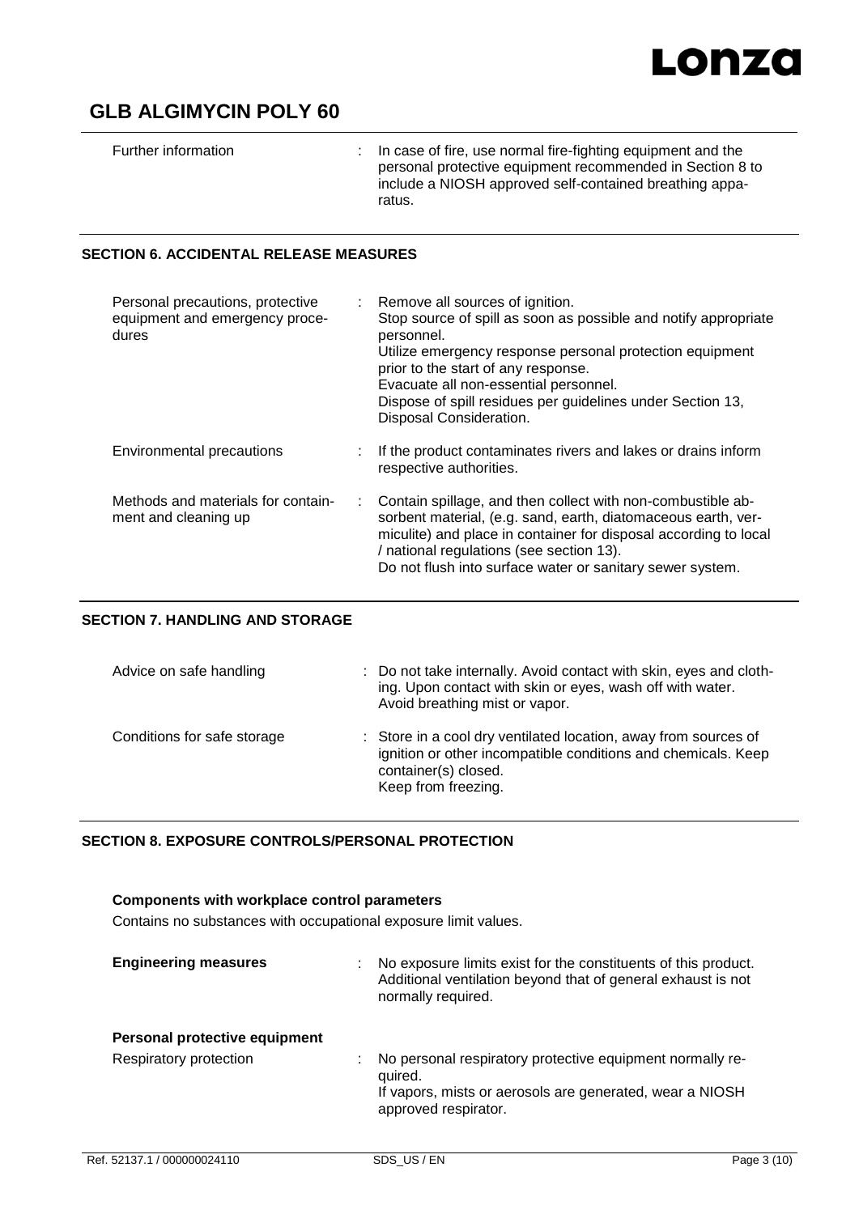| | |
|---|---|
| Further information | In case of fire, use normal fire-fighting equipment and the personal protective equipment recommended in Section 8 to include a NIOSH approved self-contained breathing apparatus. |

## SECTION 6. ACCIDENTAL RELEASE MEASURES

| | |
|---|---|
| Personal precautions, protective equipment and emergency procedures | Remove all sources of ignition.<br>Stop source of spill as soon as possible and notify appropriate personnel.<br>Utilize emergency response personal protection equipment prior to the start of any response.<br>Evacuate all non-essential personnel.<br>Dispose of spill residues per guidelines under Section 13, Disposal Consideration. |
| Environmental precautions | If the product contaminates rivers and lakes or drains inform respective authorities. |
| Methods and materials for containment and cleaning up | Contain spillage, and then collect with non-combustible absorbent material, (e.g. sand, earth, diatomaceous earth, vermiculite) and place in container for disposal according to local / national regulations (see section 13).<br>Do not flush into surface water or sanitary sewer system. |

## SECTION 7. HANDLING AND STORAGE

| | |
|---|---|
| Advice on safe handling | Do not take internally. Avoid contact with skin, eyes and clothing. Upon contact with skin or eyes, wash off with water. Avoid breathing mist or vapor. |
| Conditions for safe storage | Store in a cool dry ventilated location, away from sources of ignition or other incompatible conditions and chemicals. Keep container(s) closed.<br>Keep from freezing. |

## SECTION 8. EXPOSURE CONTROLS/PERSONAL PROTECTION

**Components with workplace control parameters**

Contains no substances with occupational exposure limit values.

| | |
|---|---|
| **Engineering measures** | No exposure limits exist for the constituents of this product. Additional ventilation beyond that of general exhaust is not normally required. |

**Personal protective equipment**

| | |
|---|---|
| Respiratory protection | No personal respiratory protective equipment normally required.<br>If vapors, mists or aerosols are generated, wear a NIOSH approved respirator. |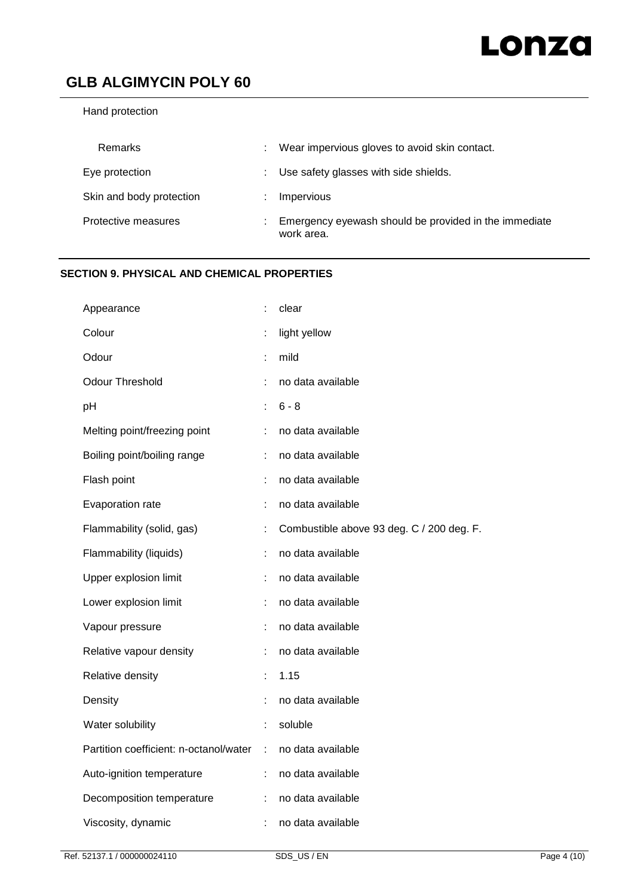Hand protection

| | | |
|---|---|---|
| Remarks | : | Wear impervious gloves to avoid skin contact. |
| Eye protection | : | Use safety glasses with side shields. |
| Skin and body protection | : | Impervious |
| Protective measures | : | Emergency eyewash should be provided in the immediate work area. |

## SECTION 9. PHYSICAL AND CHEMICAL PROPERTIES

| | | |
|---|---|---|
| Appearance | : | clear |
| Colour | : | light yellow |
| Odour | : | mild |
| Odour Threshold | : | no data available |
| pH | : | 6 - 8 |
| Melting point/freezing point | : | no data available |
| Boiling point/boiling range | : | no data available |
| Flash point | : | no data available |
| Evaporation rate | : | no data available |
| Flammability (solid, gas) | : | Combustible above 93 deg. C / 200 deg. F. |
| Flammability (liquids) | : | no data available |
| Upper explosion limit | : | no data available |
| Lower explosion limit | : | no data available |
| Vapour pressure | : | no data available |
| Relative vapour density | : | no data available |
| Relative density | : | 1.15 |
| Density | : | no data available |
| Water solubility | : | soluble |
| Partition coefficient: n-octanol/water | : | no data available |
| Auto-ignition temperature | : | no data available |
| Decomposition temperature | : | no data available |
| Viscosity, dynamic | : | no data available |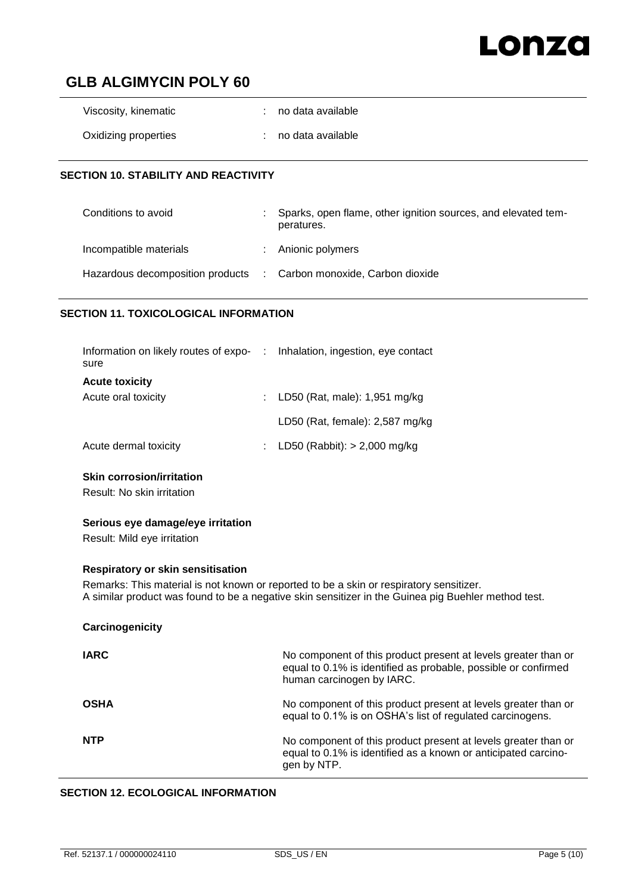| | | |
|---|---|---|
| Viscosity, kinematic | : | no data available |
| Oxidizing properties | : | no data available |

## SECTION 10. STABILITY AND REACTIVITY

| | | |
|---|---|---|
| Conditions to avoid | : | Sparks, open flame, other ignition sources, and elevated temperatures. |
| Incompatible materials | : | Anionic polymers |
| Hazardous decomposition products | : | Carbon monoxide, Carbon dioxide |

## SECTION 11. TOXICOLOGICAL INFORMATION

| | | |
|---|---|---|
| Information on likely routes of exposure | : | Inhalation, ingestion, eye contact |

**Acute toxicity**

| | | |
|---|---|---|
| Acute oral toxicity | : | LD50 (Rat, male): 1,951 mg/kg |
| | | LD50 (Rat, female): 2,587 mg/kg |
| Acute dermal toxicity | : | LD50 (Rabbit): > 2,000 mg/kg |

**Skin corrosion/irritation**

Result: No skin irritation

**Serious eye damage/eye irritation**

Result: Mild eye irritation

**Respiratory or skin sensitisation**

Remarks: This material is not known or reported to be a skin or respiratory sensitizer.
A similar product was found to be a negative skin sensitizer in the Guinea pig Buehler method test.

**Carcinogenicity**

| | |
|---|---|
| **IARC** | No component of this product present at levels greater than or equal to 0.1% is identified as probable, possible or confirmed human carcinogen by IARC. |
| **OSHA** | No component of this product present at levels greater than or equal to 0.1% is on OSHA's list of regulated carcinogens. |
| **NTP** | No component of this product present at levels greater than or equal to 0.1% is identified as a known or anticipated carcinogen by NTP. |

## SECTION 12. ECOLOGICAL INFORMATION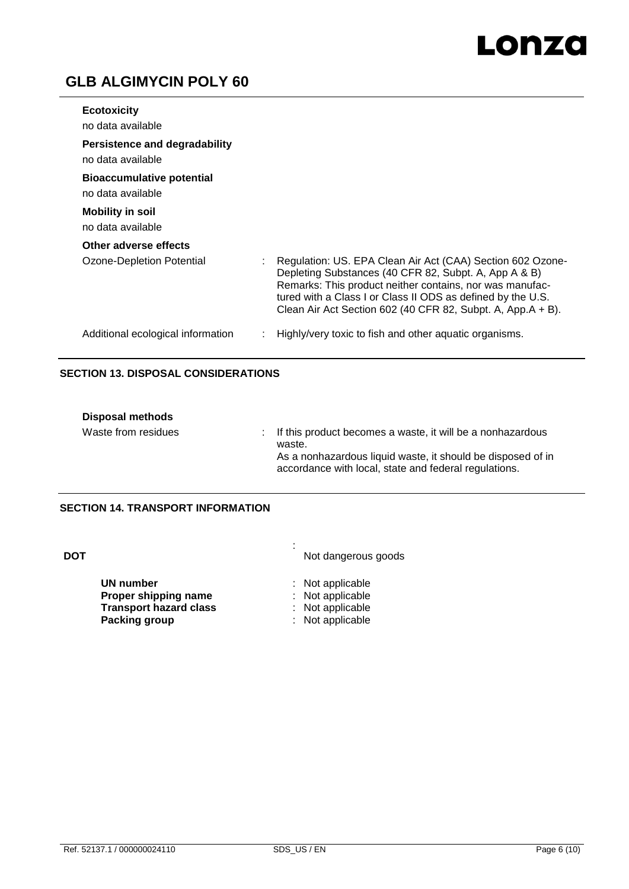**Ecotoxicity**

no data available

**Persistence and degradability**

no data available

**Bioaccumulative potential**

no data available

**Mobility in soil**

no data available

**Other adverse effects**

Ozone-Depletion Potential : Regulation: US. EPA Clean Air Act (CAA) Section 602 Ozone-Depleting Substances (40 CFR 82, Subpt. A, App A & B)
Remarks: This product neither contains, nor was manufactured with a Class I or Class II ODS as defined by the U.S. Clean Air Act Section 602 (40 CFR 82, Subpt. A, App.A + B).

Additional ecological information : Highly/very toxic to fish and other aquatic organisms.

## SECTION 13. DISPOSAL CONSIDERATIONS

**Disposal methods**

Waste from residues : If this product becomes a waste, it will be a nonhazardous waste.
As a nonhazardous liquid waste, it should be disposed of in accordance with local, state and federal regulations.

## SECTION 14. TRANSPORT INFORMATION

**DOT** : Not dangerous goods

**UN number** : Not applicable
**Proper shipping name** : Not applicable
**Transport hazard class** : Not applicable
**Packing group** : Not applicable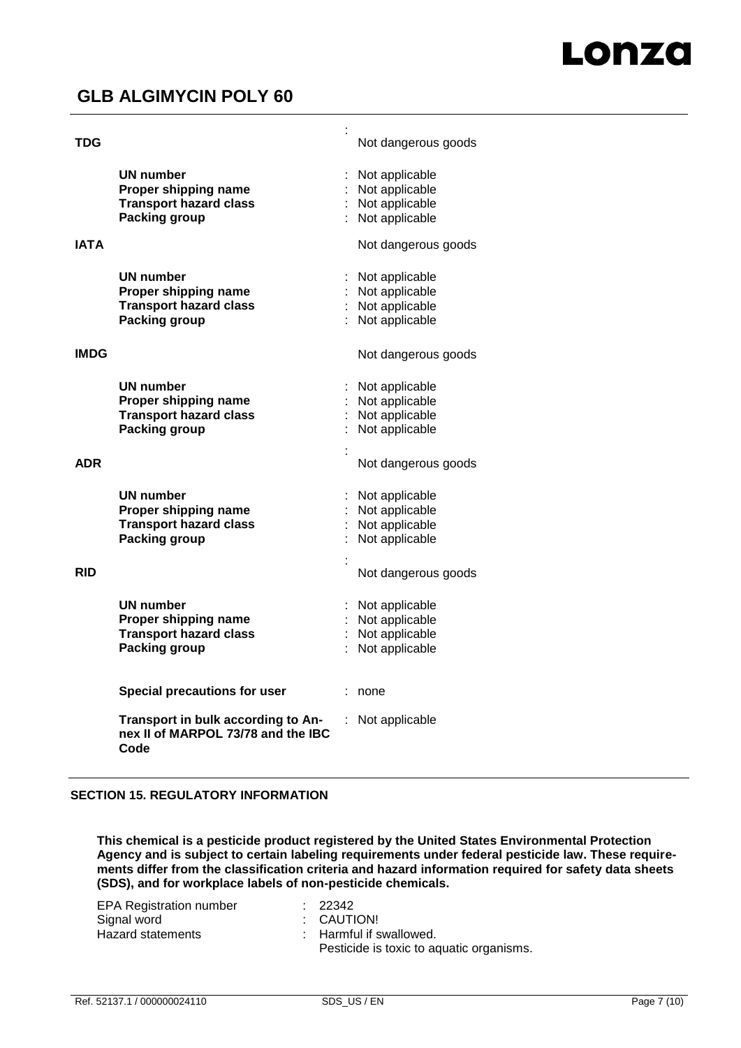**TDG** : Not dangerous goods

| | |
|---|---|
| **UN number** | : Not applicable |
| **Proper shipping name** | : Not applicable |
| **Transport hazard class** | : Not applicable |
| **Packing group** | : Not applicable |

**IATA** Not dangerous goods

| | |
|---|---|
| **UN number** | : Not applicable |
| **Proper shipping name** | : Not applicable |
| **Transport hazard class** | : Not applicable |
| **Packing group** | : Not applicable |

**IMDG** Not dangerous goods

| | |
|---|---|
| **UN number** | : Not applicable |
| **Proper shipping name** | : Not applicable |
| **Transport hazard class** | : Not applicable |
| **Packing group** | : Not applicable |

**ADR** : Not dangerous goods

| | |
|---|---|
| **UN number** | : Not applicable |
| **Proper shipping name** | : Not applicable |
| **Transport hazard class** | : Not applicable |
| **Packing group** | : Not applicable |

**RID** : Not dangerous goods

| | |
|---|---|
| **UN number** | : Not applicable |
| **Proper shipping name** | : Not applicable |
| **Transport hazard class** | : Not applicable |
| **Packing group** | : Not applicable |

| | |
|---|---|
| **Special precautions for user** | : none |
| **Transport in bulk according to Annex II of MARPOL 73/78 and the IBC Code** | : Not applicable |

## SECTION 15. REGULATORY INFORMATION

**This chemical is a pesticide product registered by the United States Environmental Protection Agency and is subject to certain labeling requirements under federal pesticide law. These requirements differ from the classification criteria and hazard information required for safety data sheets (SDS), and for workplace labels of non-pesticide chemicals.**

| | |
|---|---|
| EPA Registration number | : 22342 |
| Signal word | : CAUTION! |
| Hazard statements | : Harmful if swallowed.<br>Pesticide is toxic to aquatic organisms. |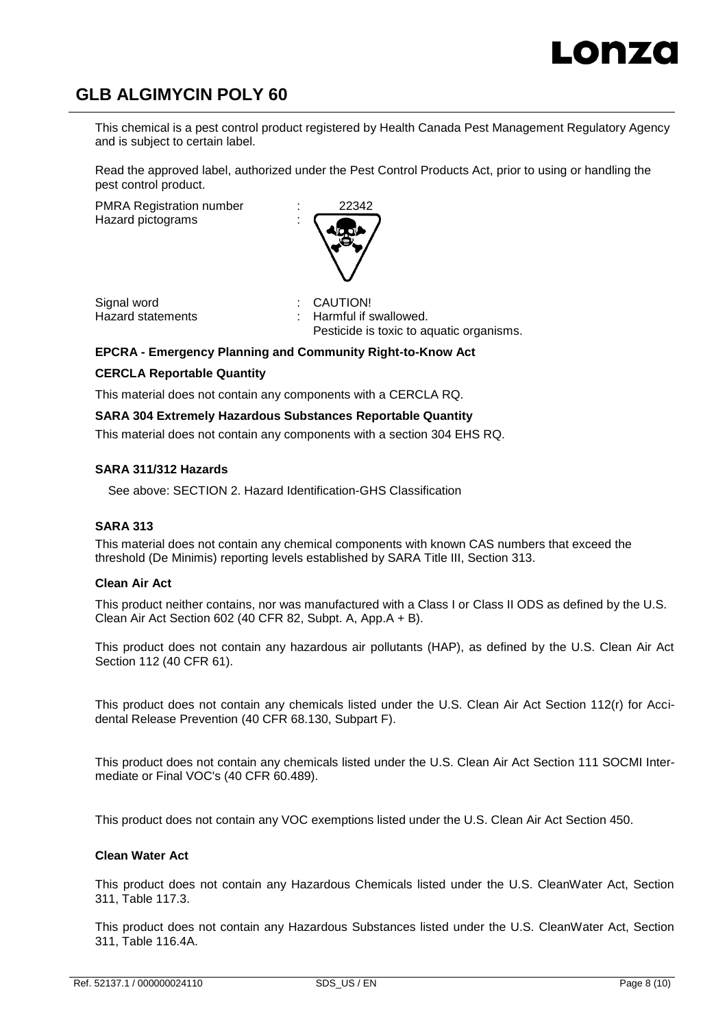This chemical is a pest control product registered by Health Canada Pest Management Regulatory Agency and is subject to certain label.

Read the approved label, authorized under the Pest Control Products Act, prior to using or handling the pest control product.

PMRA Registration number : 22342

Hazard pictograms :

Signal word : CAUTION!

Hazard statements : Harmful if swallowed.
Pesticide is toxic to aquatic organisms.

**EPCRA - Emergency Planning and Community Right-to-Know Act**

**CERCLA Reportable Quantity**

This material does not contain any components with a CERCLA RQ.

**SARA 304 Extremely Hazardous Substances Reportable Quantity**

This material does not contain any components with a section 304 EHS RQ.

**SARA 311/312 Hazards**

See above: SECTION 2. Hazard Identification-GHS Classification

**SARA 313**

This material does not contain any chemical components with known CAS numbers that exceed the threshold (De Minimis) reporting levels established by SARA Title III, Section 313.

**Clean Air Act**

This product neither contains, nor was manufactured with a Class I or Class II ODS as defined by the U.S. Clean Air Act Section 602 (40 CFR 82, Subpt. A, App.A + B).

This product does not contain any hazardous air pollutants (HAP), as defined by the U.S. Clean Air Act Section 112 (40 CFR 61).

This product does not contain any chemicals listed under the U.S. Clean Air Act Section 112(r) for Accidental Release Prevention (40 CFR 68.130, Subpart F).

This product does not contain any chemicals listed under the U.S. Clean Air Act Section 111 SOCMI Intermediate or Final VOC's (40 CFR 60.489).

This product does not contain any VOC exemptions listed under the U.S. Clean Air Act Section 450.

**Clean Water Act**

This product does not contain any Hazardous Chemicals listed under the U.S. CleanWater Act, Section 311, Table 117.3.

This product does not contain any Hazardous Substances listed under the U.S. CleanWater Act, Section 311, Table 116.4A.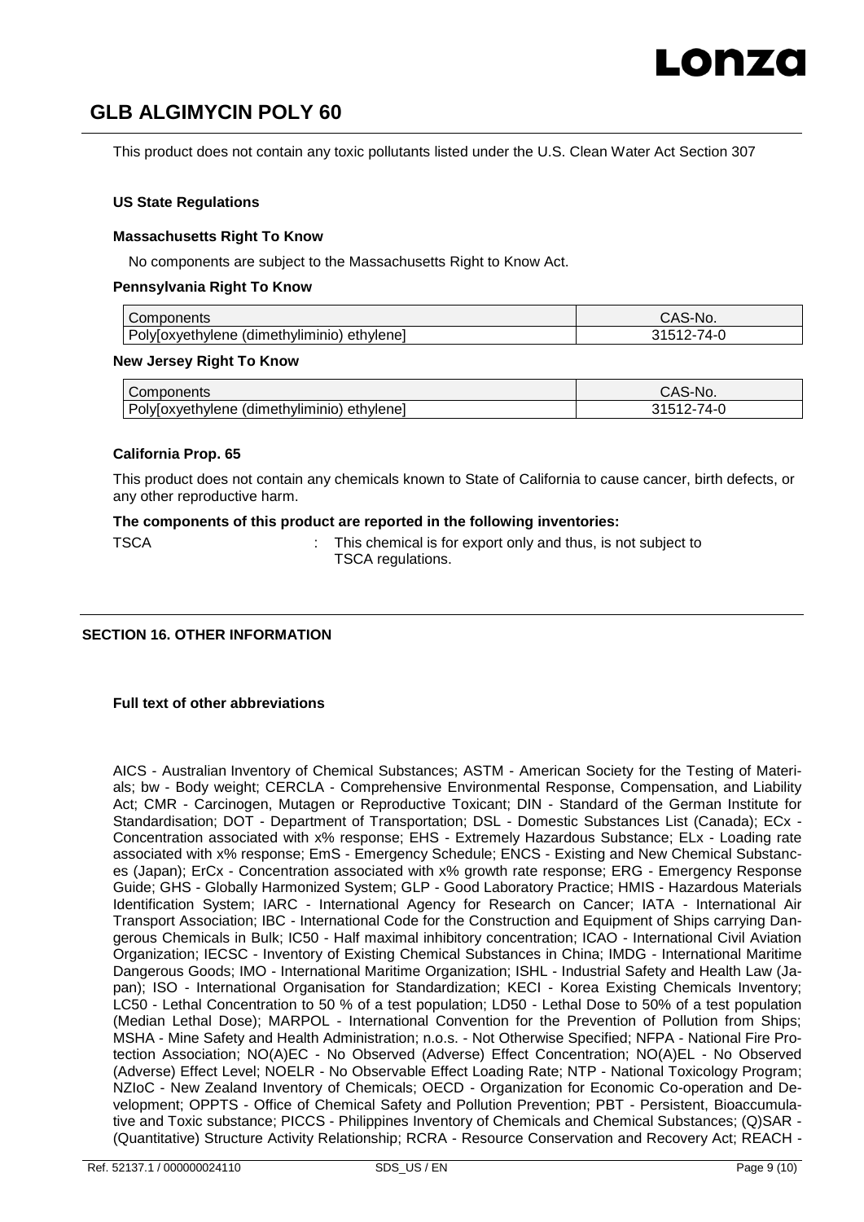This product does not contain any toxic pollutants listed under the U.S. Clean Water Act Section 307

#### US State Regulations

#### Massachusetts Right To Know

No components are subject to the Massachusetts Right to Know Act.

#### Pennsylvania Right To Know

| Components | CAS-No. |
|---|---|
| Poly[oxyethylene (dimethyliminio) ethylene] | 31512-74-0 |

#### New Jersey Right To Know

| Components | CAS-No. |
|---|---|
| Poly[oxyethylene (dimethyliminio) ethylene] | 31512-74-0 |

#### California Prop. 65

This product does not contain any chemicals known to State of California to cause cancer, birth defects, or any other reproductive harm.

**The components of this product are reported in the following inventories:**

TSCA : This chemical is for export only and thus, is not subject to TSCA regulations.

## SECTION 16. OTHER INFORMATION

#### Full text of other abbreviations

AICS - Australian Inventory of Chemical Substances; ASTM - American Society for the Testing of Materials; bw - Body weight; CERCLA - Comprehensive Environmental Response, Compensation, and Liability Act; CMR - Carcinogen, Mutagen or Reproductive Toxicant; DIN - Standard of the German Institute for Standardisation; DOT - Department of Transportation; DSL - Domestic Substances List (Canada); ECx - Concentration associated with x% response; EHS - Extremely Hazardous Substance; ELx - Loading rate associated with x% response; EmS - Emergency Schedule; ENCS - Existing and New Chemical Substances (Japan); ErCx - Concentration associated with x% growth rate response; ERG - Emergency Response Guide; GHS - Globally Harmonized System; GLP - Good Laboratory Practice; HMIS - Hazardous Materials Identification System; IARC - International Agency for Research on Cancer; IATA - International Air Transport Association; IBC - International Code for the Construction and Equipment of Ships carrying Dangerous Chemicals in Bulk; IC50 - Half maximal inhibitory concentration; ICAO - International Civil Aviation Organization; IECSC - Inventory of Existing Chemical Substances in China; IMDG - International Maritime Dangerous Goods; IMO - International Maritime Organization; ISHL - Industrial Safety and Health Law (Japan); ISO - International Organisation for Standardization; KECI - Korea Existing Chemicals Inventory; LC50 - Lethal Concentration to 50 % of a test population; LD50 - Lethal Dose to 50% of a test population (Median Lethal Dose); MARPOL - International Convention for the Prevention of Pollution from Ships; MSHA - Mine Safety and Health Administration; n.o.s. - Not Otherwise Specified; NFPA - National Fire Protection Association; NO(A)EC - No Observed (Adverse) Effect Concentration; NO(A)EL - No Observed (Adverse) Effect Level; NOELR - No Observable Effect Loading Rate; NTP - National Toxicology Program; NZIoC - New Zealand Inventory of Chemicals; OECD - Organization for Economic Co-operation and Development; OPPTS - Office of Chemical Safety and Pollution Prevention; PBT - Persistent, Bioaccumulative and Toxic substance; PICCS - Philippines Inventory of Chemicals and Chemical Substances; (Q)SAR - (Quantitative) Structure Activity Relationship; RCRA - Resource Conservation and Recovery Act; REACH -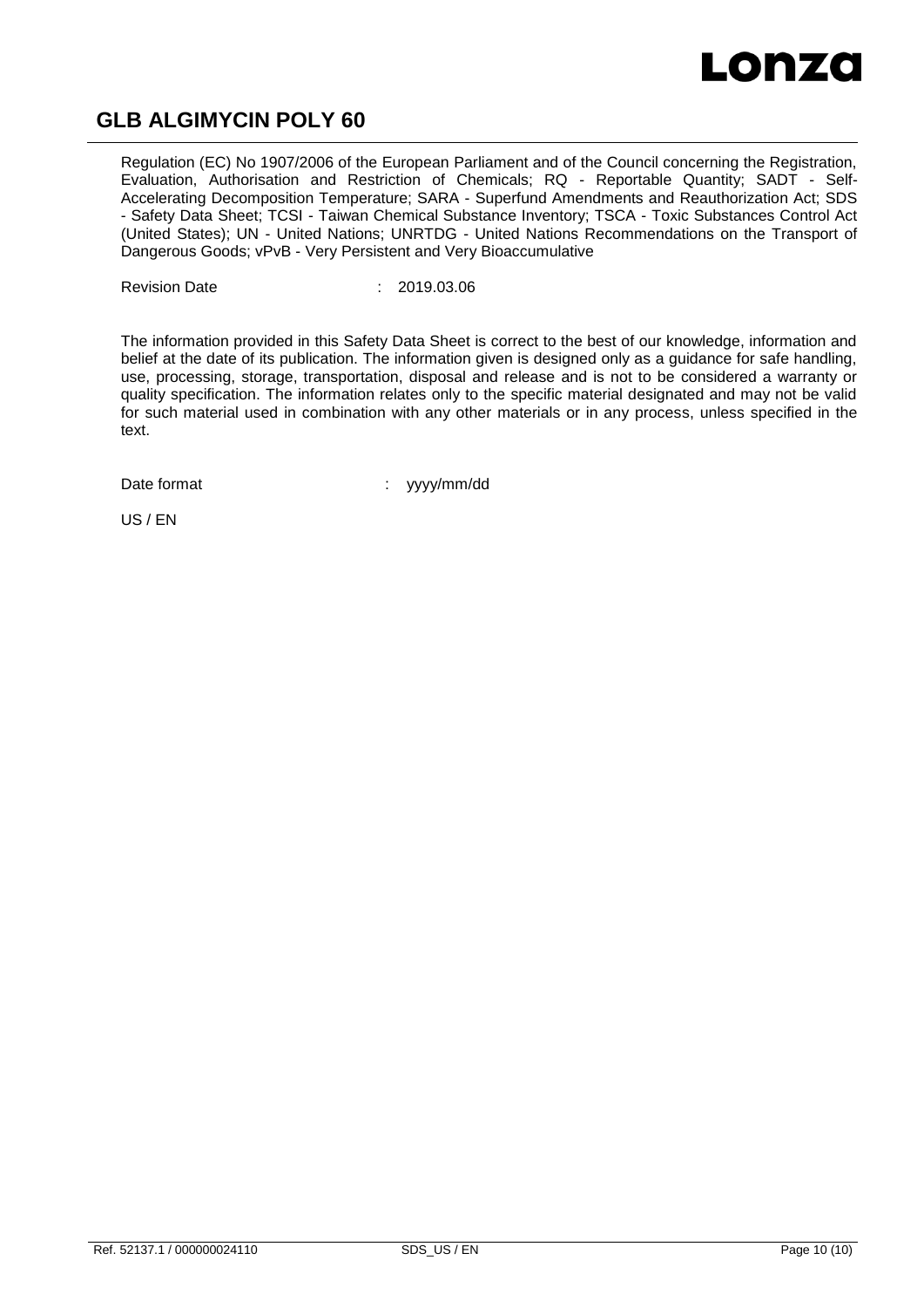Regulation (EC) No 1907/2006 of the European Parliament and of the Council concerning the Registration, Evaluation, Authorisation and Restriction of Chemicals; RQ - Reportable Quantity; SADT - Self-Accelerating Decomposition Temperature; SARA - Superfund Amendments and Reauthorization Act; SDS - Safety Data Sheet; TCSI - Taiwan Chemical Substance Inventory; TSCA - Toxic Substances Control Act (United States); UN - United Nations; UNRTDG - United Nations Recommendations on the Transport of Dangerous Goods; vPvB - Very Persistent and Very Bioaccumulative

Revision Date : 2019.03.06

The information provided in this Safety Data Sheet is correct to the best of our knowledge, information and belief at the date of its publication. The information given is designed only as a guidance for safe handling, use, processing, storage, transportation, disposal and release and is not to be considered a warranty or quality specification. The information relates only to the specific material designated and may not be valid for such material used in combination with any other materials or in any process, unless specified in the text.

Date format : yyyy/mm/dd

US / EN